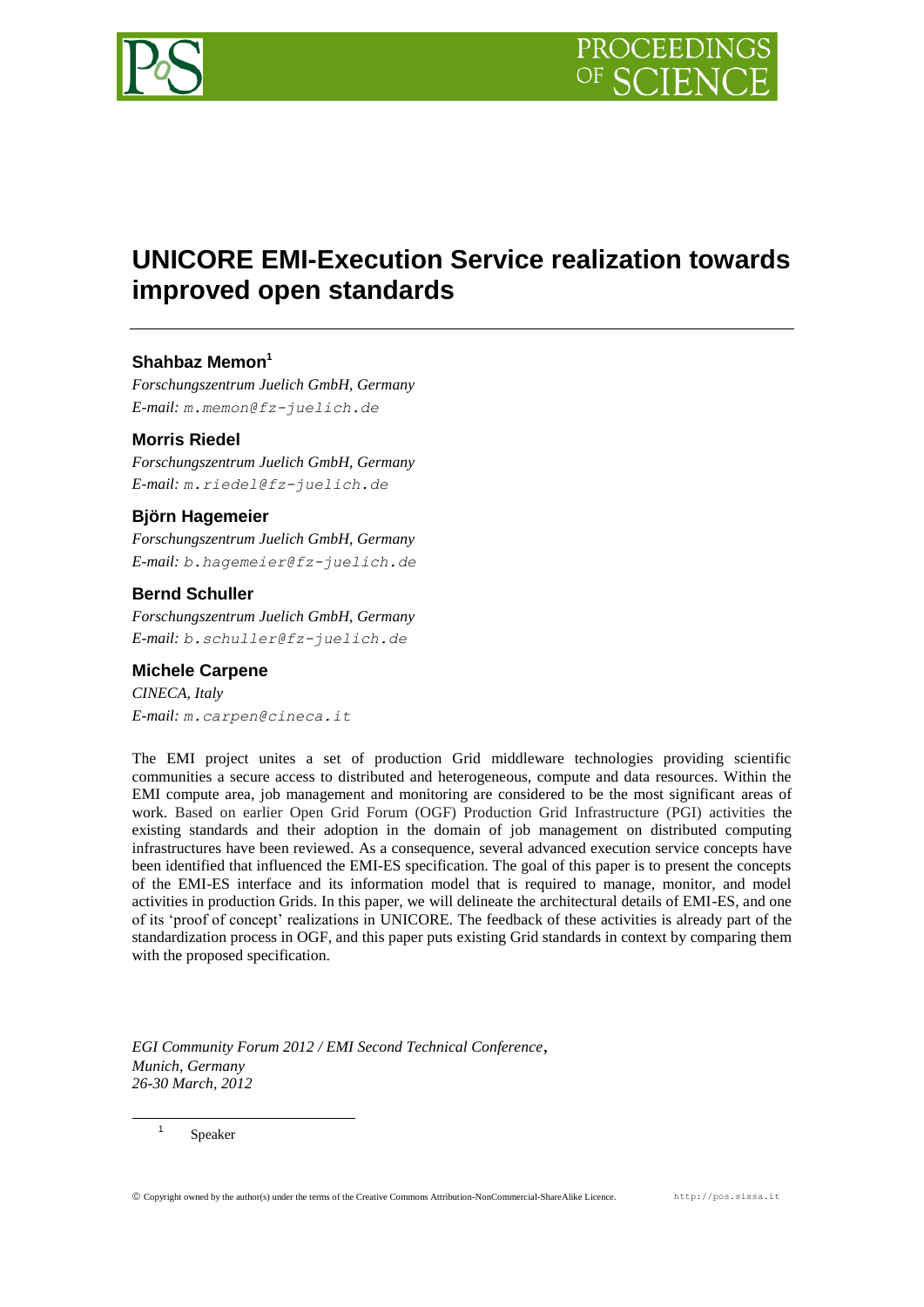# UNICORE EMI-Execution Service realization towards improved open standards

**Shahbaz Memon**[1]

*Forschungszentrum Juelich GmbH, Germany*
*E-mail:* m.memon@fz-juelich.de

**Morris Riedel**

*Forschungszentrum Juelich GmbH, Germany*
*E-mail:* m.riedel@fz-juelich.de

**Björn Hagemeier**

*Forschungszentrum Juelich GmbH, Germany*
*E-mail:* b.hagemeier@fz-juelich.de

**Bernd Schuller**

*Forschungszentrum Juelich GmbH, Germany*
*E-mail:* b.schuller@fz-juelich.de

**Michele Carpene**

*CINECA, Italy*
*E-mail:* m.carpen@cineca.it

The EMI project unites a set of production Grid middleware technologies providing scientific communities a secure access to distributed and heterogeneous, compute and data resources. Within the EMI compute area, job management and monitoring are considered to be the most significant areas of work. Based on earlier Open Grid Forum (OGF) Production Grid Infrastructure (PGI) activities the existing standards and their adoption in the domain of job management on distributed computing infrastructures have been reviewed. As a consequence, several advanced execution service concepts have been identified that influenced the EMI-ES specification. The goal of this paper is to present the concepts of the EMI-ES interface and its information model that is required to manage, monitor, and model activities in production Grids. In this paper, we will delineate the architectural details of EMI-ES, and one of its 'proof of concept' realizations in UNICORE. The feedback of these activities is already part of the standardization process in OGF, and this paper puts existing Grid standards in context by comparing them with the proposed specification.

*EGI Community Forum 2012 / EMI Second Technical Conference,*
*Munich, Germany*
*26-30 March, 2012*

[1] Speaker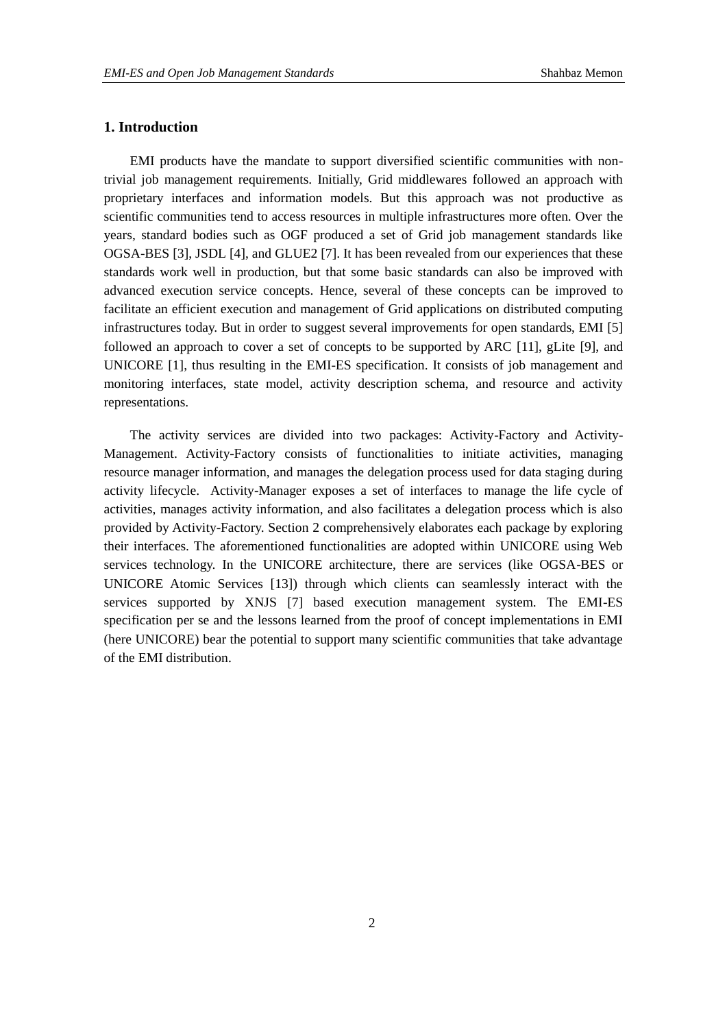## 1. Introduction

EMI products have the mandate to support diversified scientific communities with non-trivial job management requirements. Initially, Grid middlewares followed an approach with proprietary interfaces and information models. But this approach was not productive as scientific communities tend to access resources in multiple infrastructures more often. Over the years, standard bodies such as OGF produced a set of Grid job management standards like OGSA-BES [3], JSDL [4], and GLUE2 [7]. It has been revealed from our experiences that these standards work well in production, but that some basic standards can also be improved with advanced execution service concepts. Hence, several of these concepts can be improved to facilitate an efficient execution and management of Grid applications on distributed computing infrastructures today. But in order to suggest several improvements for open standards, EMI [5] followed an approach to cover a set of concepts to be supported by ARC [11], gLite [9], and UNICORE [1], thus resulting in the EMI-ES specification. It consists of job management and monitoring interfaces, state model, activity description schema, and resource and activity representations.

The activity services are divided into two packages: Activity-Factory and Activity-Management. Activity-Factory consists of functionalities to initiate activities, managing resource manager information, and manages the delegation process used for data staging during activity lifecycle. Activity-Manager exposes a set of interfaces to manage the life cycle of activities, manages activity information, and also facilitates a delegation process which is also provided by Activity-Factory. Section 2 comprehensively elaborates each package by exploring their interfaces. The aforementioned functionalities are adopted within UNICORE using Web services technology. In the UNICORE architecture, there are services (like OGSA-BES or UNICORE Atomic Services [13]) through which clients can seamlessly interact with the services supported by XNJS [7] based execution management system. The EMI-ES specification per se and the lessons learned from the proof of concept implementations in EMI (here UNICORE) bear the potential to support many scientific communities that take advantage of the EMI distribution.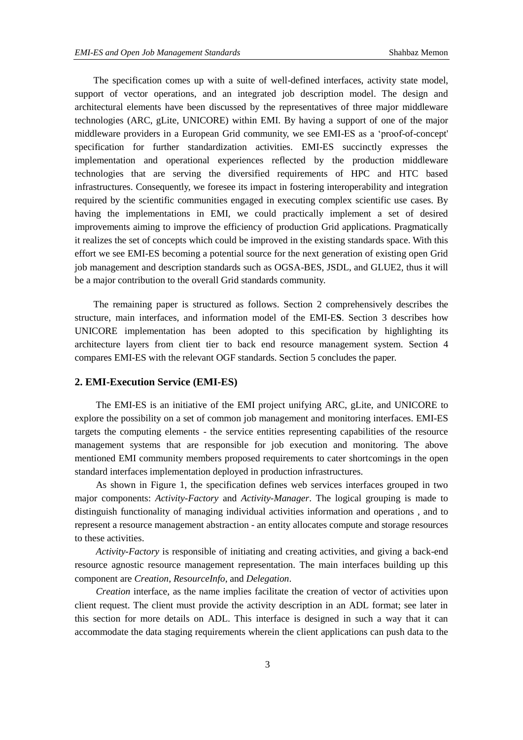The specification comes up with a suite of well-defined interfaces, activity state model, support of vector operations, and an integrated job description model. The design and architectural elements have been discussed by the representatives of three major middleware technologies (ARC, gLite, UNICORE) within EMI. By having a support of one of the major middleware providers in a European Grid community, we see EMI-ES as a 'proof-of-concept' specification for further standardization activities. EMI-ES succinctly expresses the implementation and operational experiences reflected by the production middleware technologies that are serving the diversified requirements of HPC and HTC based infrastructures. Consequently, we foresee its impact in fostering interoperability and integration required by the scientific communities engaged in executing complex scientific use cases. By having the implementations in EMI, we could practically implement a set of desired improvements aiming to improve the efficiency of production Grid applications. Pragmatically it realizes the set of concepts which could be improved in the existing standards space. With this effort we see EMI-ES becoming a potential source for the next generation of existing open Grid job management and description standards such as OGSA-BES, JSDL, and GLUE2, thus it will be a major contribution to the overall Grid standards community.

The remaining paper is structured as follows. Section 2 comprehensively describes the structure, main interfaces, and information model of the EMI-E**S**. Section 3 describes how UNICORE implementation has been adopted to this specification by highlighting its architecture layers from client tier to back end resource management system. Section 4 compares EMI-ES with the relevant OGF standards. Section 5 concludes the paper.

## 2. EMI-Execution Service (EMI-ES)

The EMI-ES is an initiative of the EMI project unifying ARC, gLite, and UNICORE to explore the possibility on a set of common job management and monitoring interfaces. EMI-ES targets the computing elements - the service entities representing capabilities of the resource management systems that are responsible for job execution and monitoring. The above mentioned EMI community members proposed requirements to cater shortcomings in the open standard interfaces implementation deployed in production infrastructures.

As shown in Figure 1, the specification defines web services interfaces grouped in two major components: *Activity-Factory* and *Activity-Manager*. The logical grouping is made to distinguish functionality of managing individual activities information and operations , and to represent a resource management abstraction - an entity allocates compute and storage resources to these activities.

*Activity-Factory* is responsible of initiating and creating activities, and giving a back-end resource agnostic resource management representation. The main interfaces building up this component are *Creation*, *ResourceInfo*, and *Delegation*.

*Creation* interface, as the name implies facilitate the creation of vector of activities upon client request. The client must provide the activity description in an ADL format; see later in this section for more details on ADL. This interface is designed in such a way that it can accommodate the data staging requirements wherein the client applications can push data to the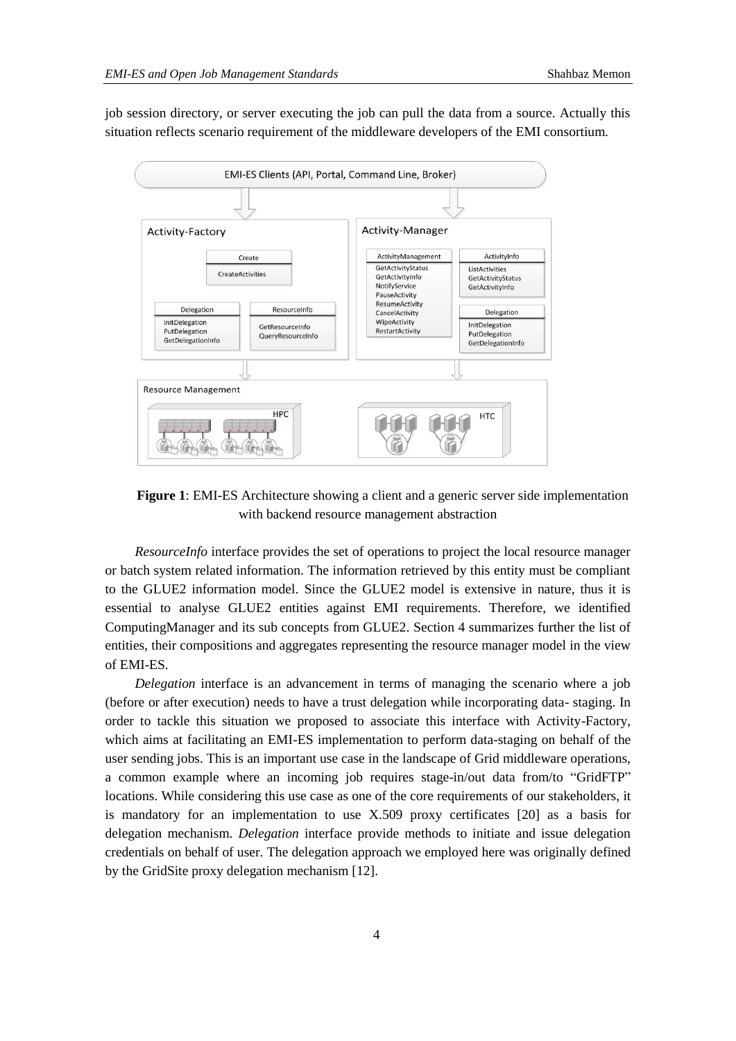job session directory, or server executing the job can pull the data from a source. Actually this situation reflects scenario requirement of the middleware developers of the EMI consortium.

**Figure 1**: EMI-ES Architecture showing a client and a generic server side implementation with backend resource management abstraction

*ResourceInfo* interface provides the set of operations to project the local resource manager or batch system related information. The information retrieved by this entity must be compliant to the GLUE2 information model. Since the GLUE2 model is extensive in nature, thus it is essential to analyse GLUE2 entities against EMI requirements. Therefore, we identified ComputingManager and its sub concepts from GLUE2. Section 4 summarizes further the list of entities, their compositions and aggregates representing the resource manager model in the view of EMI-ES.

*Delegation* interface is an advancement in terms of managing the scenario where a job (before or after execution) needs to have a trust delegation while incorporating data- staging. In order to tackle this situation we proposed to associate this interface with Activity-Factory, which aims at facilitating an EMI-ES implementation to perform data-staging on behalf of the user sending jobs. This is an important use case in the landscape of Grid middleware operations, a common example where an incoming job requires stage-in/out data from/to "GridFTP" locations. While considering this use case as one of the core requirements of our stakeholders, it is mandatory for an implementation to use X.509 proxy certificates [20] as a basis for delegation mechanism. *Delegation* interface provide methods to initiate and issue delegation credentials on behalf of user. The delegation approach we employed here was originally defined by the GridSite proxy delegation mechanism [12].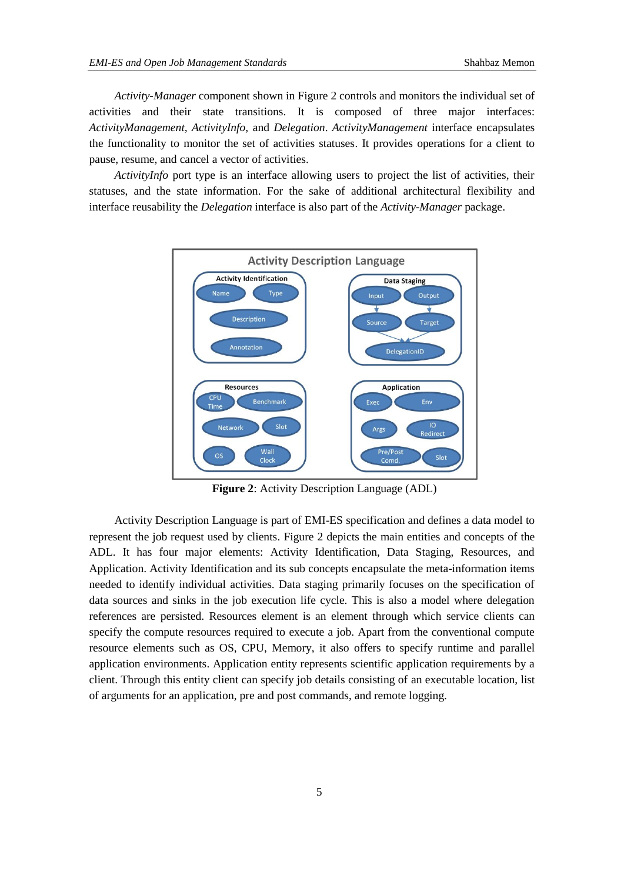*Activity-Manager* component shown in Figure 2 controls and monitors the individual set of activities and their state transitions. It is composed of three major interfaces: *ActivityManagement, ActivityInfo,* and *Delegation*. *ActivityManagement* interface encapsulates the functionality to monitor the set of activities statuses. It provides operations for a client to pause, resume, and cancel a vector of activities.

*ActivityInfo* port type is an interface allowing users to project the list of activities, their statuses, and the state information. For the sake of additional architectural flexibility and interface reusability the *Delegation* interface is also part of the *Activity-Manager* package.

**Figure 2**: Activity Description Language (ADL)

Activity Description Language is part of EMI-ES specification and defines a data model to represent the job request used by clients. Figure 2 depicts the main entities and concepts of the ADL. It has four major elements: Activity Identification, Data Staging, Resources, and Application. Activity Identification and its sub concepts encapsulate the meta-information items needed to identify individual activities. Data staging primarily focuses on the specification of data sources and sinks in the job execution life cycle. This is also a model where delegation references are persisted. Resources element is an element through which service clients can specify the compute resources required to execute a job. Apart from the conventional compute resource elements such as OS, CPU, Memory, it also offers to specify runtime and parallel application environments. Application entity represents scientific application requirements by a client. Through this entity client can specify job details consisting of an executable location, list of arguments for an application, pre and post commands, and remote logging.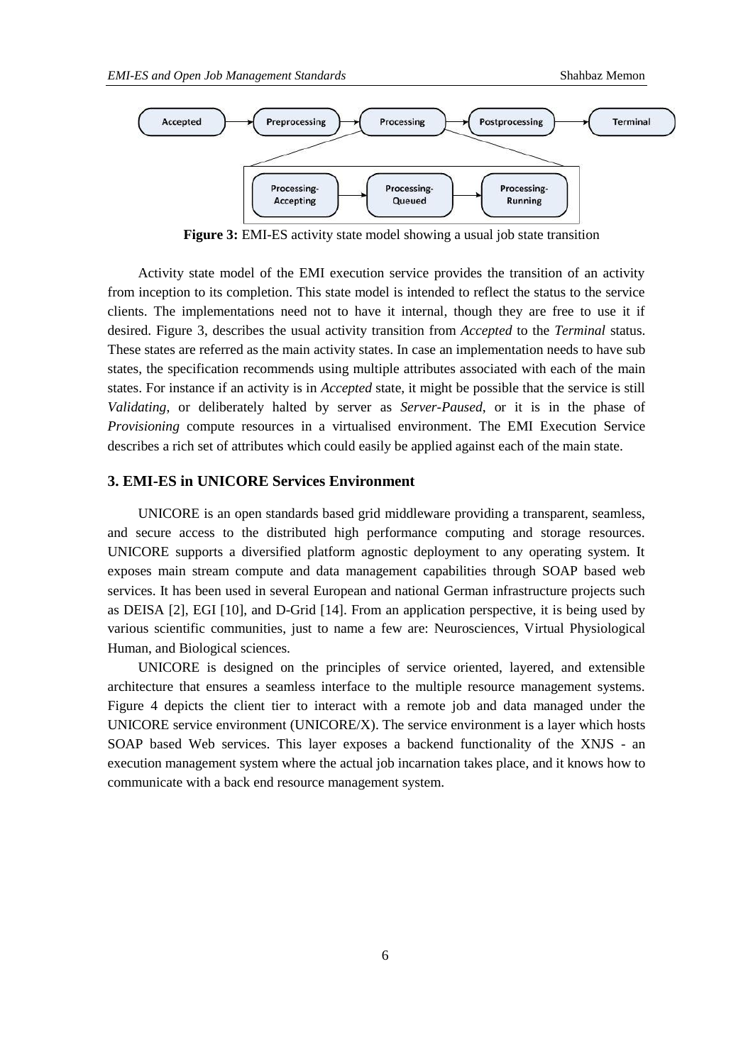**Figure 3:** EMI-ES activity state model showing a usual job state transition

Activity state model of the EMI execution service provides the transition of an activity from inception to its completion. This state model is intended to reflect the status to the service clients. The implementations need not to have it internal, though they are free to use it if desired. Figure 3, describes the usual activity transition from *Accepted* to the *Terminal* status. These states are referred as the main activity states. In case an implementation needs to have sub states, the specification recommends using multiple attributes associated with each of the main states. For instance if an activity is in *Accepted* state, it might be possible that the service is still *Validating*, or deliberately halted by server as *Server-Paused*, or it is in the phase of *Provisioning* compute resources in a virtualised environment. The EMI Execution Service describes a rich set of attributes which could easily be applied against each of the main state.

## 3. EMI-ES in UNICORE Services Environment

UNICORE is an open standards based grid middleware providing a transparent, seamless, and secure access to the distributed high performance computing and storage resources. UNICORE supports a diversified platform agnostic deployment to any operating system. It exposes main stream compute and data management capabilities through SOAP based web services. It has been used in several European and national German infrastructure projects such as DEISA [2], EGI [10], and D-Grid [14]. From an application perspective, it is being used by various scientific communities, just to name a few are: Neurosciences, Virtual Physiological Human, and Biological sciences.

UNICORE is designed on the principles of service oriented, layered, and extensible architecture that ensures a seamless interface to the multiple resource management systems. Figure 4 depicts the client tier to interact with a remote job and data managed under the UNICORE service environment (UNICORE/X). The service environment is a layer which hosts SOAP based Web services. This layer exposes a backend functionality of the XNJS - an execution management system where the actual job incarnation takes place, and it knows how to communicate with a back end resource management system.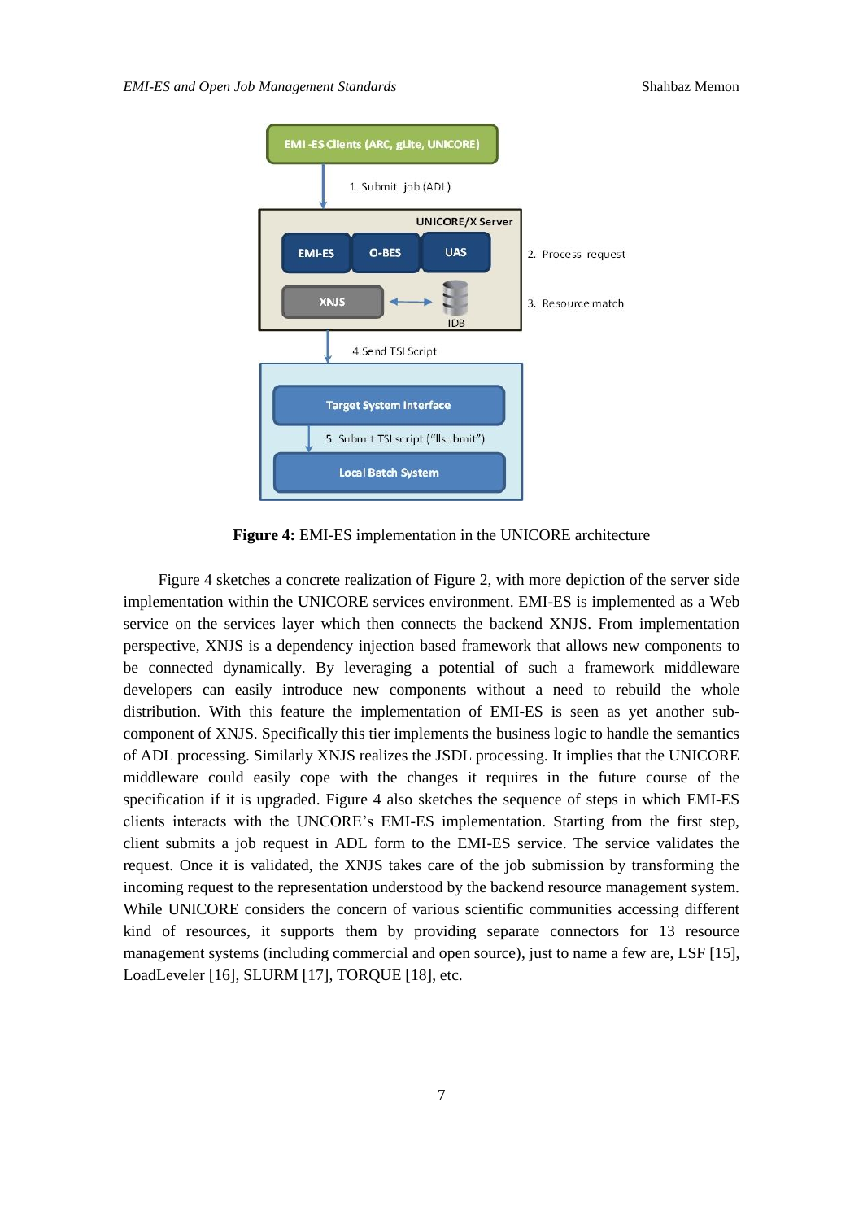**Figure 4:** EMI-ES implementation in the UNICORE architecture

Figure 4 sketches a concrete realization of Figure 2, with more depiction of the server side implementation within the UNICORE services environment. EMI-ES is implemented as a Web service on the services layer which then connects the backend XNJS. From implementation perspective, XNJS is a dependency injection based framework that allows new components to be connected dynamically. By leveraging a potential of such a framework middleware developers can easily introduce new components without a need to rebuild the whole distribution. With this feature the implementation of EMI-ES is seen as yet another sub-component of XNJS. Specifically this tier implements the business logic to handle the semantics of ADL processing. Similarly XNJS realizes the JSDL processing. It implies that the UNICORE middleware could easily cope with the changes it requires in the future course of the specification if it is upgraded. Figure 4 also sketches the sequence of steps in which EMI-ES clients interacts with the UNCORE's EMI-ES implementation. Starting from the first step, client submits a job request in ADL form to the EMI-ES service. The service validates the request. Once it is validated, the XNJS takes care of the job submission by transforming the incoming request to the representation understood by the backend resource management system. While UNICORE considers the concern of various scientific communities accessing different kind of resources, it supports them by providing separate connectors for 13 resource management systems (including commercial and open source), just to name a few are, LSF [15], LoadLeveler [16], SLURM [17], TORQUE [18], etc.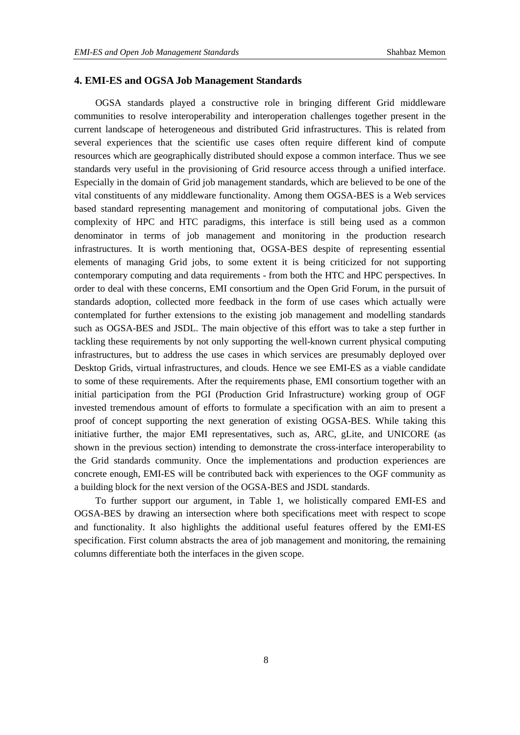## 4. EMI-ES and OGSA Job Management Standards

OGSA standards played a constructive role in bringing different Grid middleware communities to resolve interoperability and interoperation challenges together present in the current landscape of heterogeneous and distributed Grid infrastructures. This is related from several experiences that the scientific use cases often require different kind of compute resources which are geographically distributed should expose a common interface. Thus we see standards very useful in the provisioning of Grid resource access through a unified interface. Especially in the domain of Grid job management standards, which are believed to be one of the vital constituents of any middleware functionality. Among them OGSA-BES is a Web services based standard representing management and monitoring of computational jobs. Given the complexity of HPC and HTC paradigms, this interface is still being used as a common denominator in terms of job management and monitoring in the production research infrastructures. It is worth mentioning that, OGSA-BES despite of representing essential elements of managing Grid jobs, to some extent it is being criticized for not supporting contemporary computing and data requirements - from both the HTC and HPC perspectives. In order to deal with these concerns, EMI consortium and the Open Grid Forum, in the pursuit of standards adoption, collected more feedback in the form of use cases which actually were contemplated for further extensions to the existing job management and modelling standards such as OGSA-BES and JSDL. The main objective of this effort was to take a step further in tackling these requirements by not only supporting the well-known current physical computing infrastructures, but to address the use cases in which services are presumably deployed over Desktop Grids, virtual infrastructures, and clouds. Hence we see EMI-ES as a viable candidate to some of these requirements. After the requirements phase, EMI consortium together with an initial participation from the PGI (Production Grid Infrastructure) working group of OGF invested tremendous amount of efforts to formulate a specification with an aim to present a proof of concept supporting the next generation of existing OGSA-BES. While taking this initiative further, the major EMI representatives, such as, ARC, gLite, and UNICORE (as shown in the previous section) intending to demonstrate the cross-interface interoperability to the Grid standards community. Once the implementations and production experiences are concrete enough, EMI-ES will be contributed back with experiences to the OGF community as a building block for the next version of the OGSA-BES and JSDL standards.

To further support our argument, in Table 1, we holistically compared EMI-ES and OGSA-BES by drawing an intersection where both specifications meet with respect to scope and functionality. It also highlights the additional useful features offered by the EMI-ES specification. First column abstracts the area of job management and monitoring, the remaining columns differentiate both the interfaces in the given scope.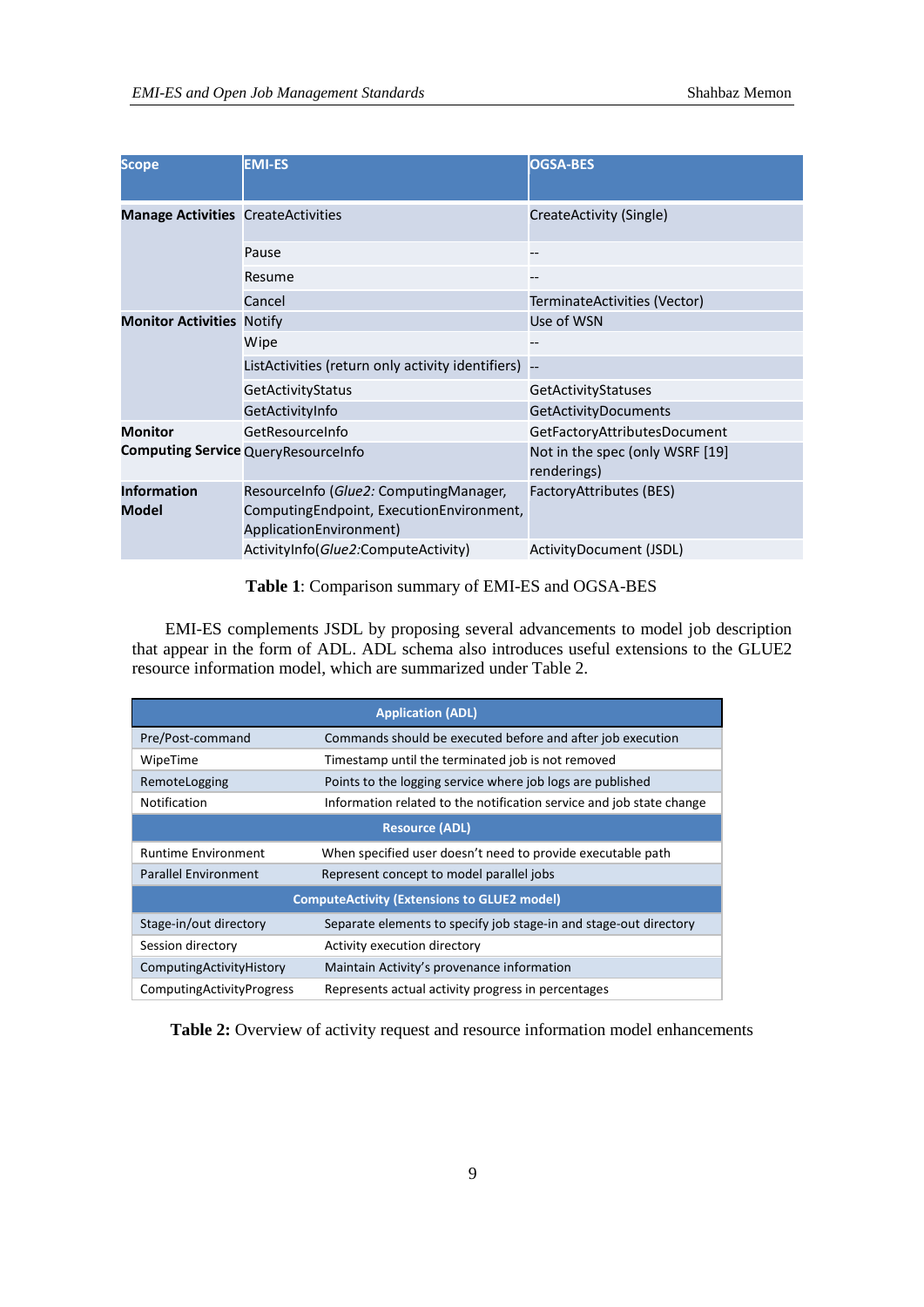| Scope | EMI-ES | OGSA-BES |
|---|---|---|
| **Manage Activities** | CreateActivities | CreateActivity (Single) |
| | Pause | -- |
| | Resume | -- |
| | Cancel | TerminateActivities (Vector) |
| **Monitor Activities** | Notify | Use of WSN |
| | Wipe | -- |
| | ListActivities (return only activity identifiers) | -- |
| | GetActivityStatus | GetActivityStatuses |
| | GetActivityInfo | GetActivityDocuments |
| **Monitor Computing Service** | GetResourceInfo | GetFactoryAttributesDocument |
| | QueryResourceInfo | Not in the spec (only WSRF [19] renderings) |
| **Information Model** | ResourceInfo (*Glue2:* ComputingManager, ComputingEndpoint, ExecutionEnvironment, ApplicationEnvironment) | FactoryAttributes (BES) |
| | ActivityInfo(*Glue2:*ComputeActivity) | ActivityDocument (JSDL) |

**Table 1**: Comparison summary of EMI-ES and OGSA-BES

EMI-ES complements JSDL by proposing several advancements to model job description that appear in the form of ADL. ADL schema also introduces useful extensions to the GLUE2 resource information model, which are summarized under Table 2.

| **Application (ADL)** | |
|---|---|
| Pre/Post-command | Commands should be executed before and after job execution |
| WipeTime | Timestamp until the terminated job is not removed |
| RemoteLogging | Points to the logging service where job logs are published |
| Notification | Information related to the notification service and job state change |
| **Resource (ADL)** | |
| Runtime Environment | When specified user doesn't need to provide executable path |
| Parallel Environment | Represent concept to model parallel jobs |
| **ComputeActivity (Extensions to GLUE2 model)** | |
| Stage-in/out directory | Separate elements to specify job stage-in and stage-out directory |
| Session directory | Activity execution directory |
| ComputingActivityHistory | Maintain Activity's provenance information |
| ComputingActivityProgress | Represents actual activity progress in percentages |

**Table 2:** Overview of activity request and resource information model enhancements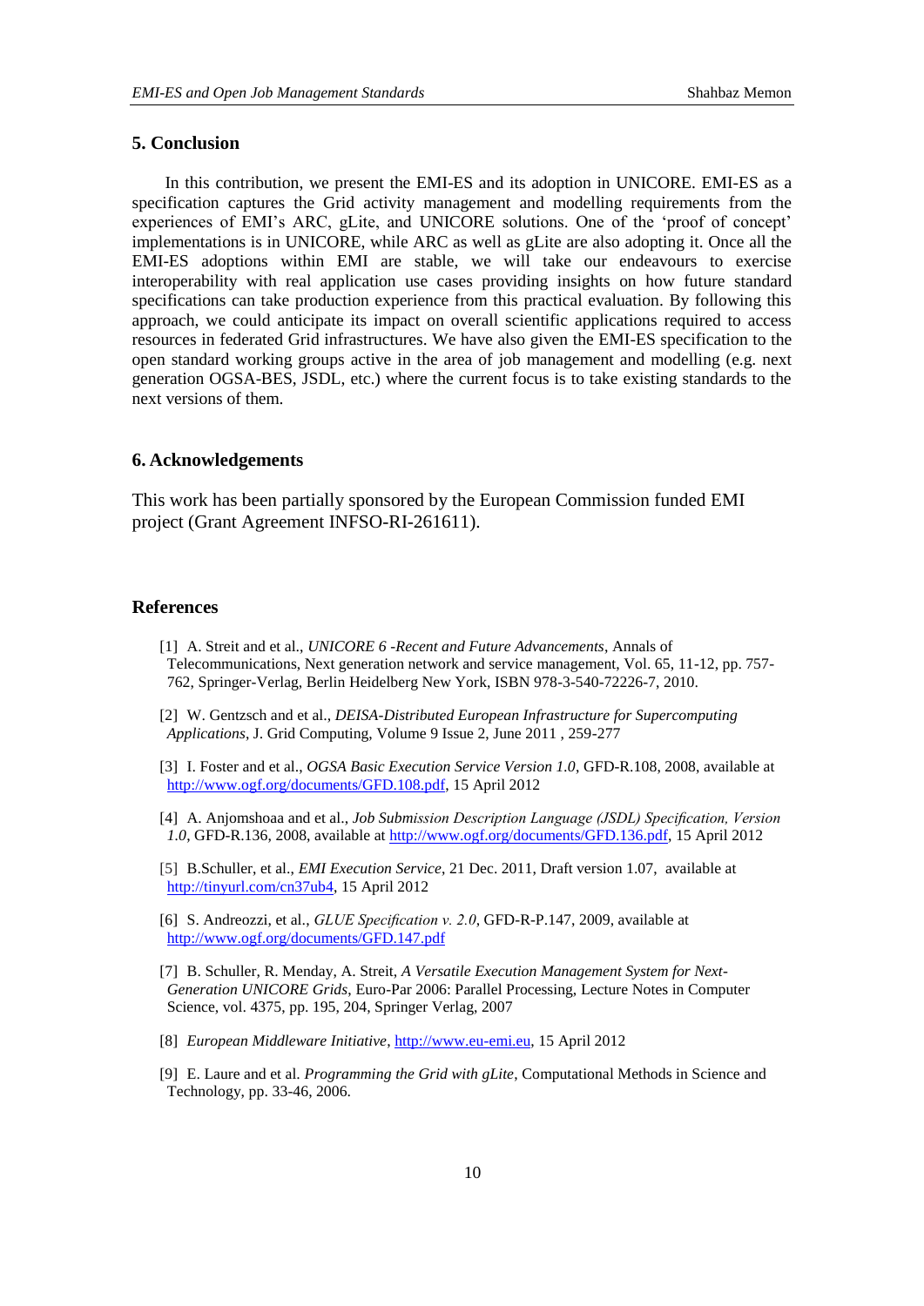## 5. Conclusion

In this contribution, we present the EMI-ES and its adoption in UNICORE. EMI-ES as a specification captures the Grid activity management and modelling requirements from the experiences of EMI's ARC, gLite, and UNICORE solutions. One of the 'proof of concept' implementations is in UNICORE, while ARC as well as gLite are also adopting it. Once all the EMI-ES adoptions within EMI are stable, we will take our endeavours to exercise interoperability with real application use cases providing insights on how future standard specifications can take production experience from this practical evaluation. By following this approach, we could anticipate its impact on overall scientific applications required to access resources in federated Grid infrastructures. We have also given the EMI-ES specification to the open standard working groups active in the area of job management and modelling (e.g. next generation OGSA-BES, JSDL, etc.) where the current focus is to take existing standards to the next versions of them.

## 6. Acknowledgements

This work has been partially sponsored by the European Commission funded EMI project (Grant Agreement INFSO-RI-261611).

## References

[1] A. Streit and et al., *UNICORE 6 -Recent and Future Advancements*, Annals of Telecommunications, Next generation network and service management, Vol. 65, 11-12, pp. 757-762, Springer-Verlag, Berlin Heidelberg New York, ISBN 978-3-540-72226-7, 2010.

[2] W. Gentzsch and et al., *DEISA-Distributed European Infrastructure for Supercomputing Applications*, J. Grid Computing, Volume 9 Issue 2, June 2011 , 259-277

[3] I. Foster and et al., *OGSA Basic Execution Service Version 1.0*, GFD-R.108, 2008, available at http://www.ogf.org/documents/GFD.108.pdf, 15 April 2012

[4] A. Anjomshoaa and et al., *Job Submission Description Language (JSDL) Specification, Version 1.0*, GFD-R.136, 2008, available at http://www.ogf.org/documents/GFD.136.pdf, 15 April 2012

[5] B.Schuller, et al., *EMI Execution Service*, 21 Dec. 2011, Draft version 1.07, available at http://tinyurl.com/cn37ub4, 15 April 2012

[6] S. Andreozzi, et al., *GLUE Specification v. 2.0*, GFD-R-P.147, 2009, available at http://www.ogf.org/documents/GFD.147.pdf

[7] B. Schuller, R. Menday, A. Streit, *A Versatile Execution Management System for Next-Generation UNICORE Grids*, Euro-Par 2006: Parallel Processing, Lecture Notes in Computer Science, vol. 4375, pp. 195, 204, Springer Verlag, 2007

[8] *European Middleware Initiative*, http://www.eu-emi.eu, 15 April 2012

[9] E. Laure and et al. *Programming the Grid with gLite*, Computational Methods in Science and Technology, pp. 33-46, 2006.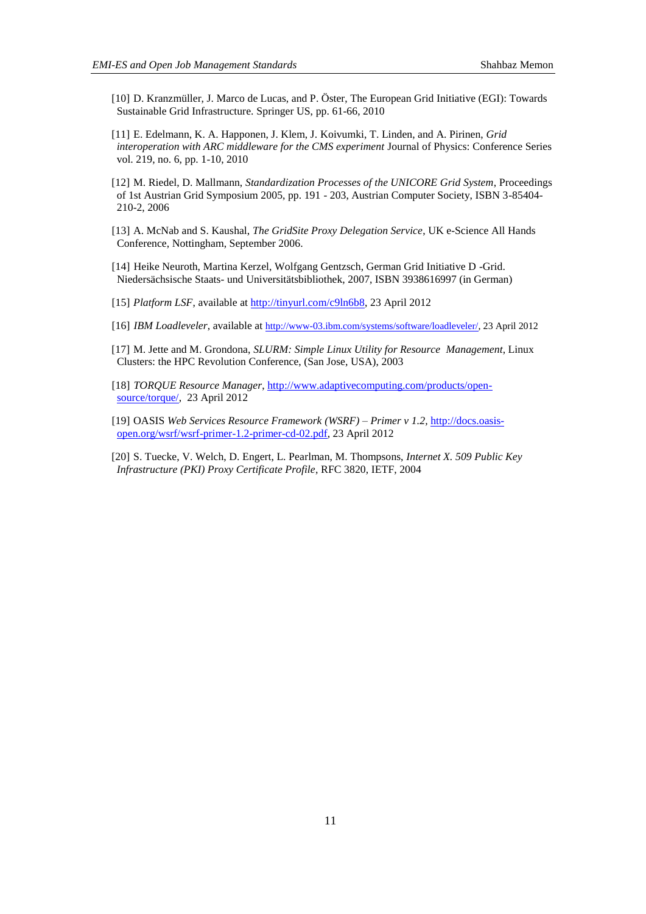[10] D. Kranzmüller, J. Marco de Lucas, and P. Öster, The European Grid Initiative (EGI): Towards Sustainable Grid Infrastructure. Springer US, pp. 61-66, 2010

[11] E. Edelmann, K. A. Happonen, J. Klem, J. Koivumki, T. Linden, and A. Pirinen, *Grid interoperation with ARC middleware for the CMS experiment* Journal of Physics: Conference Series vol. 219, no. 6, pp. 1-10, 2010

[12] M. Riedel, D. Mallmann, *Standardization Processes of the UNICORE Grid System*, Proceedings of 1st Austrian Grid Symposium 2005, pp. 191 - 203, Austrian Computer Society, ISBN 3-85404-210-2, 2006

[13] A. McNab and S. Kaushal, *The GridSite Proxy Delegation Service*, UK e-Science All Hands Conference, Nottingham, September 2006.

[14] Heike Neuroth, Martina Kerzel, Wolfgang Gentzsch, German Grid Initiative D -Grid. Niedersächsische Staats- und Universitätsbibliothek, 2007, ISBN 3938616997 (in German)

[15] *Platform LSF*, available at http://tinyurl.com/c9ln6b8, 23 April 2012

[16] *IBM Loadleveler*, available at http://www-03.ibm.com/systems/software/loadleveler/, 23 April 2012

[17] M. Jette and M. Grondona, *SLURM: Simple Linux Utility for Resource Management*, Linux Clusters: the HPC Revolution Conference, (San Jose, USA), 2003

[18] *TORQUE Resource Manager*, http://www.adaptivecomputing.com/products/open-source/torque/, 23 April 2012

[19] OASIS *Web Services Resource Framework (WSRF) – Primer v 1.2*, http://docs.oasis-open.org/wsrf/wsrf-primer-1.2-primer-cd-02.pdf, 23 April 2012

[20] S. Tuecke, V. Welch, D. Engert, L. Pearlman, M. Thompsons, *Internet X. 509 Public Key Infrastructure (PKI) Proxy Certificate Profile*, RFC 3820, IETF, 2004